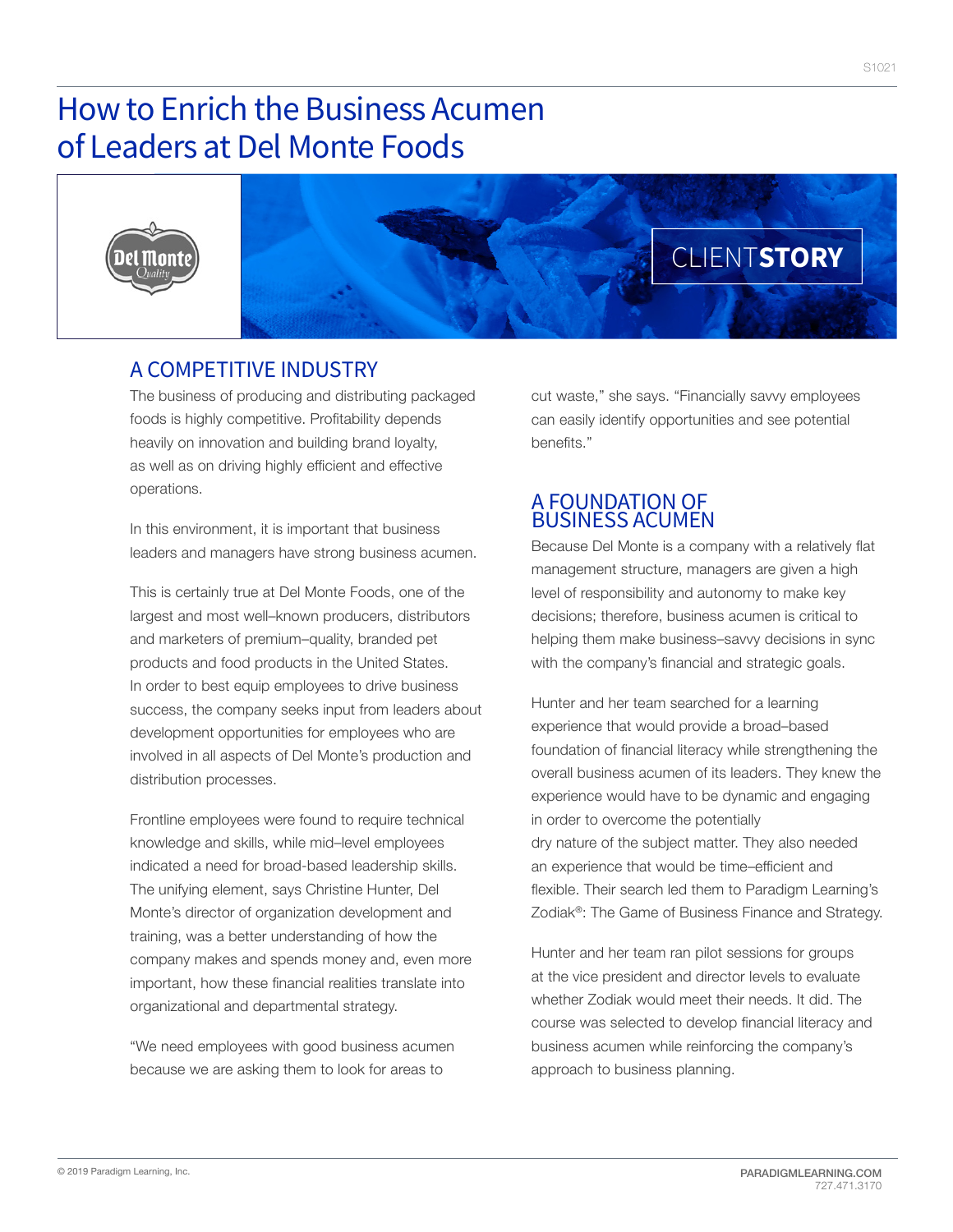# How to Enrich the Business Acumen of Leaders at Del Monte Foods

CLIENT**STORY**

## A COMPETITIVE INDUSTRY

The business of producing and distributing packaged foods is highly competitive. Profitability depends heavily on innovation and building brand loyalty, as well as on driving highly efficient and effective operations.

In this environment, it is important that business leaders and managers have strong business acumen.

This is certainly true at Del Monte Foods, one of the largest and most well–known producers, distributors and marketers of premium–quality, branded pet products and food products in the United States. In order to best equip employees to drive business success, the company seeks input from leaders about development opportunities for employees who are involved in all aspects of Del Monte's production and distribution processes.

Frontline employees were found to require technical knowledge and skills, while mid–level employees indicated a need for broad-based leadership skills. The unifying element, says Christine Hunter, Del Monte's director of organization development and training, was a better understanding of how the company makes and spends money and, even more important, how these financial realities translate into organizational and departmental strategy.

"We need employees with good business acumen because we are asking them to look for areas to cut waste," she says. "Financially savvy employees can easily identify opportunities and see potential benefits."

## A FOUNDATION OF BUSINESS ACUMEN

Because Del Monte is a company with a relatively flat management structure, managers are given a high level of responsibility and autonomy to make key decisions; therefore, business acumen is critical to helping them make business–savvy decisions in sync with the company's financial and strategic goals.

Hunter and her team searched for a learning experience that would provide a broad–based foundation of financial literacy while strengthening the overall business acumen of its leaders. They knew the experience would have to be dynamic and engaging in order to overcome the potentially dry nature of the subject matter. They also needed an experience that would be time–efficient and flexible. Their search led them to Paradigm Learning's Zodiak®: The Game of Business Finance and Strategy.

Hunter and her team ran pilot sessions for groups at the vice president and director levels to evaluate whether Zodiak would meet their needs. It did. The course was selected to develop financial literacy and business acumen while reinforcing the company's approach to business planning.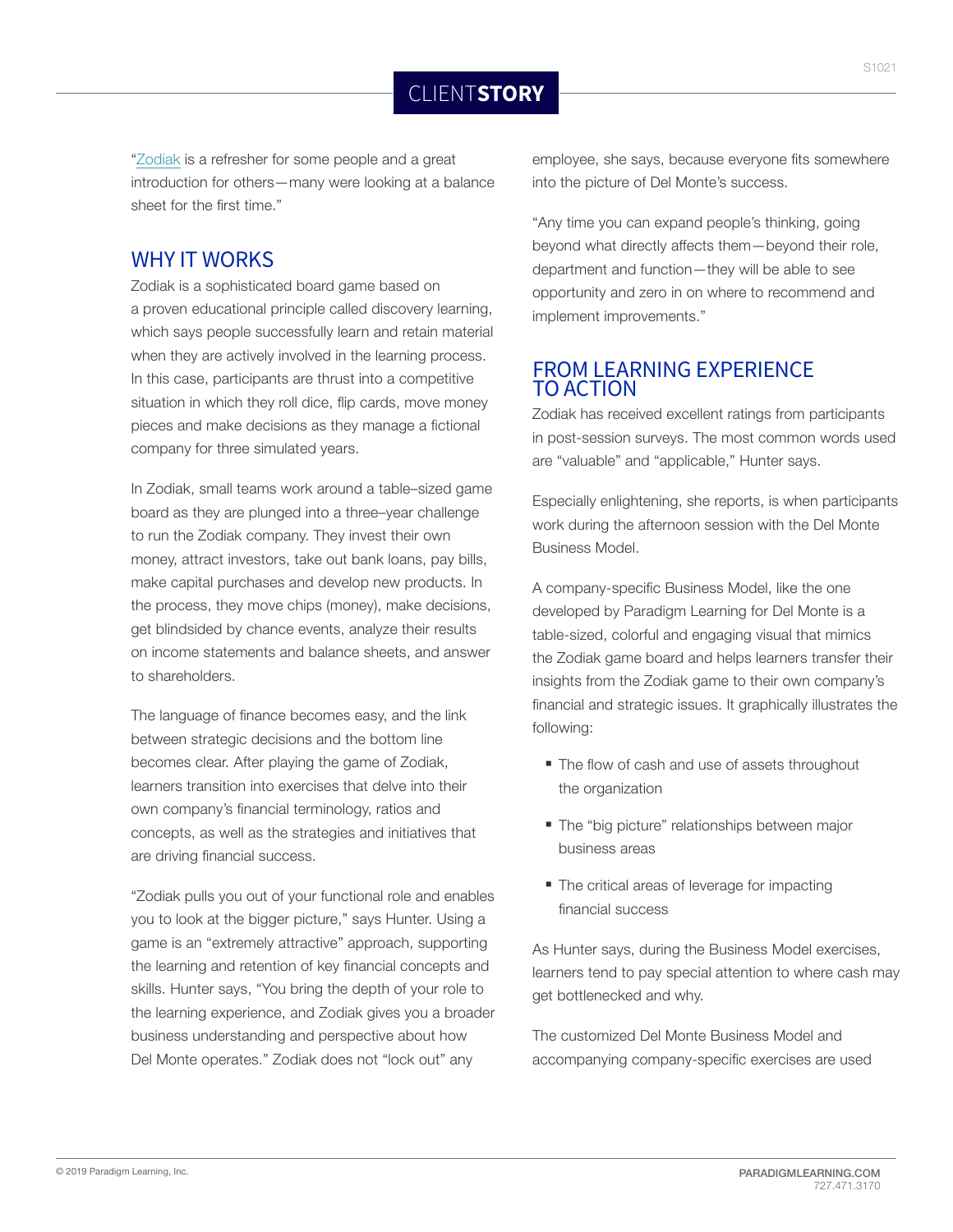"Zodiak is a refresher for some people and a great introduction for others—many were looking at a balance sheet for the first time."

## WHY IT WORKS

Zodiak is a sophisticated board game based on a proven educational principle called discovery learning, which says people successfully learn and retain material when they are actively involved in the learning process. In this case, participants are thrust into a competitive situation in which they roll dice, flip cards, move money pieces and make decisions as they manage a fictional company for three simulated years.

In Zodiak, small teams work around a table–sized game board as they are plunged into a three–year challenge to run the Zodiak company. They invest their own money, attract investors, take out bank loans, pay bills, make capital purchases and develop new products. In the process, they move chips (money), make decisions, get blindsided by chance events, analyze their results on income statements and balance sheets, and answer to shareholders.

The language of finance becomes easy, and the link between strategic decisions and the bottom line becomes clear. After playing the game of Zodiak, learners transition into exercises that delve into their own company's financial terminology, ratios and concepts, as well as the strategies and initiatives that are driving financial success.

"Zodiak pulls you out of your functional role and enables you to look at the bigger picture," says Hunter. Using a game is an "extremely attractive" approach, supporting the learning and retention of key financial concepts and skills. Hunter says, "You bring the depth of your role to the learning experience, and Zodiak gives you a broader business understanding and perspective about how Del Monte operates." Zodiak does not "lock out" any employee, she says, because everyone fits somewhere into the picture of Del Monte's success.

"Any time you can expand people's thinking, going beyond what directly affects them—beyond their role, department and function—they will be able to see opportunity and zero in on where to recommend and implement improvements."

## FROM LEARNING EXPERIENCE TO ACTION

Zodiak has received excellent ratings from participants in post-session surveys. The most common words used are "valuable" and "applicable," Hunter says.

Especially enlightening, she reports, is when participants work during the afternoon session with the Del Monte Business Model.

A company-specific Business Model, like the one developed by Paradigm Learning for Del Monte is a table-sized, colorful and engaging visual that mimics the Zodiak game board and helps learners transfer their insights from the Zodiak game to their own company's financial and strategic issues. It graphically illustrates the following:

- The flow of cash and use of assets throughout the organization
- The "big picture" relationships between major business areas
- The critical areas of leverage for impacting financial success

As Hunter says, during the Business Model exercises, learners tend to pay special attention to where cash may get bottlenecked and why.

The customized Del Monte Business Model and accompanying company-specific exercises are used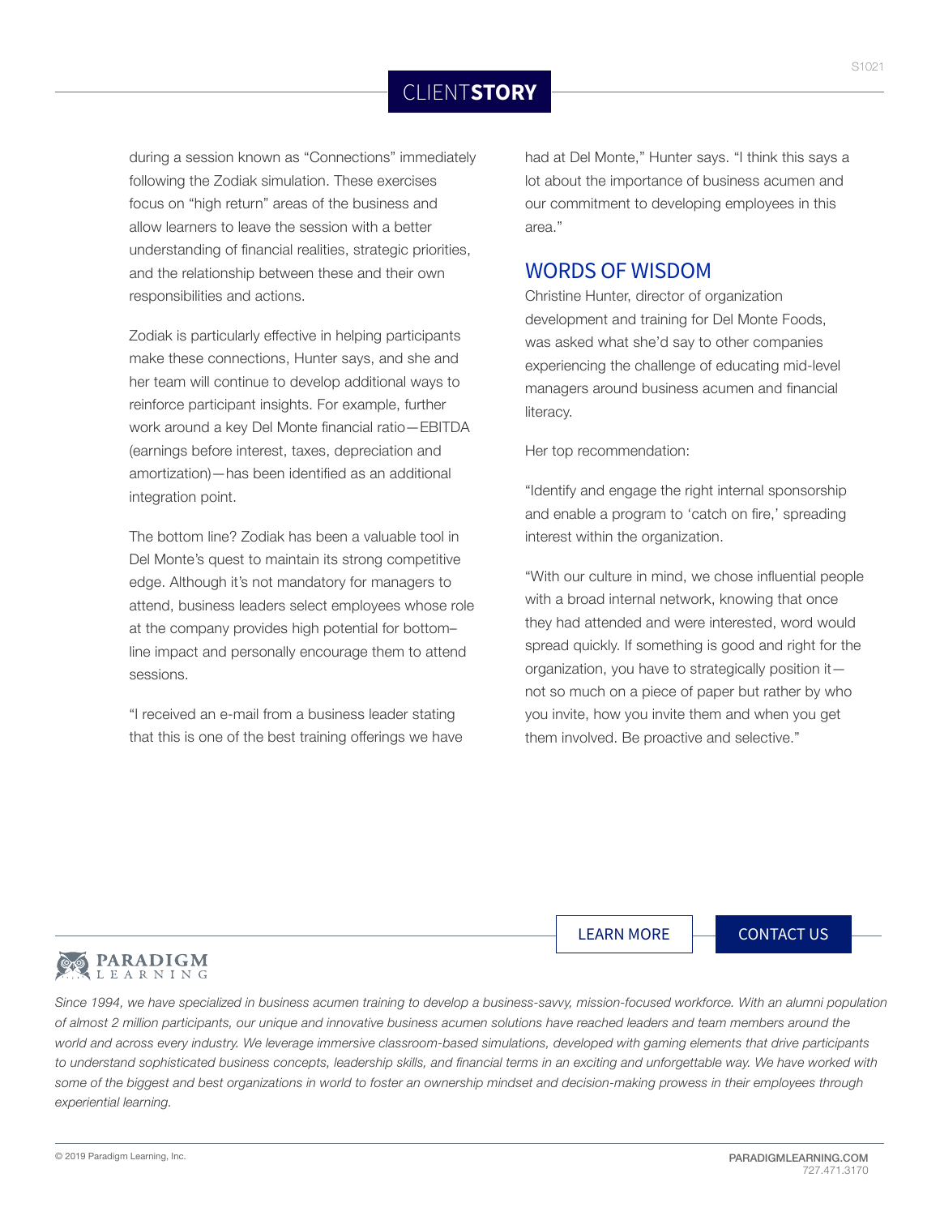during a session known as "Connections" immediately following the Zodiak simulation. These exercises focus on "high return" areas of the business and allow learners to leave the session with a better understanding of financial realities, strategic priorities, and the relationship between these and their own responsibilities and actions.

Zodiak is particularly effective in helping participants make these connections, Hunter says, and she and her team will continue to develop additional ways to reinforce participant insights. For example, further work around a key Del Monte financial ratio—EBITDA (earnings before interest, taxes, depreciation and amortization)—has been identified as an additional integration point.

The bottom line? Zodiak has been a valuable tool in Del Monte's quest to maintain its strong competitive edge. Although it's not mandatory for managers to attend, business leaders select employees whose role at the company provides high potential for bottom–line impact and personally encourage them to attend sessions.

"I received an e-mail from a business leader stating that this is one of the best training offerings we have had at Del Monte," Hunter says. "I think this says a lot about the importance of business acumen and our commitment to developing employees in this area."

## WORDS OF WISDOM

Christine Hunter, director of organization development and training for Del Monte Foods, was asked what she'd say to other companies experiencing the challenge of educating mid-level managers around business acumen and financial literacy.

Her top recommendation:

"Identify and engage the right internal sponsorship and enable a program to 'catch on fire,' spreading interest within the organization.

"With our culture in mind, we chose influential people with a broad internal network, knowing that once they had attended and were interested, word would spread quickly. If something is good and right for the organization, you have to strategically position it—not so much on a piece of paper but rather by who you invite, how you invite them and when you get them involved. Be proactive and selective."

LEARN MORE

CONTACT US

PARADIGM LEARNING

*Since 1994, we have specialized in business acumen training to develop a business-savvy, mission-focused workforce. With an alumni population of almost 2 million participants, our unique and innovative business acumen solutions have reached leaders and team members around the world and across every industry. We leverage immersive classroom-based simulations, developed with gaming elements that drive participants to understand sophisticated business concepts, leadership skills, and financial terms in an exciting and unforgettable way. We have worked with some of the biggest and best organizations in world to foster an ownership mindset and decision-making prowess in their employees through experiential learning.*

© 2019 Paradigm Learning, Inc.

PARADIGMLEARNING.COM
727.471.3170